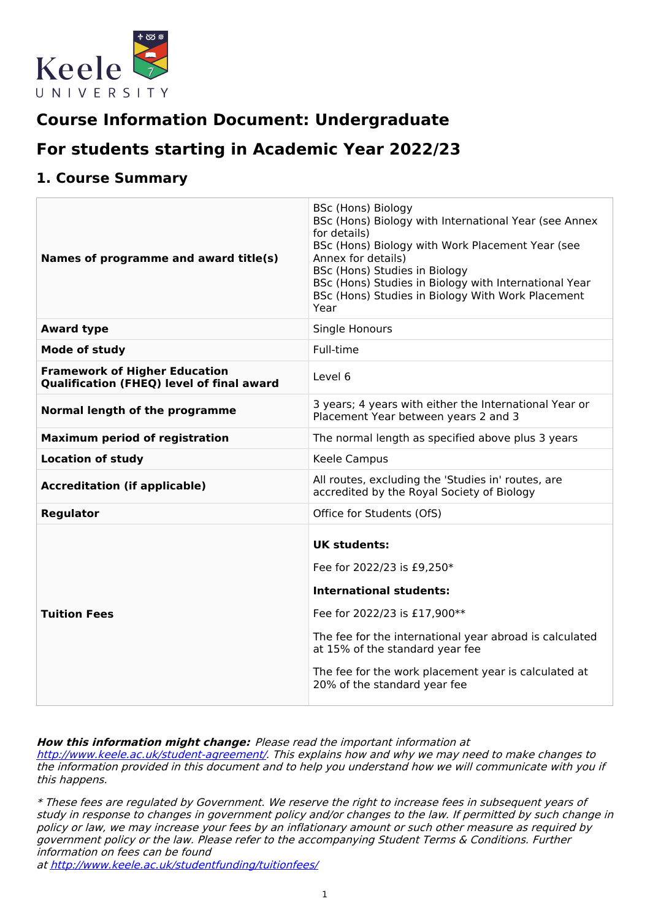# Course Information Document: Undergraduate

# For students starting in Academic Year 2022/23

## 1. Course Summary

| | |
|---|---|
| **Names of programme and award title(s)** | BSc (Hons) Biology<br>BSc (Hons) Biology with International Year (see Annex for details)<br>BSc (Hons) Biology with Work Placement Year (see Annex for details)<br>BSc (Hons) Studies in Biology<br>BSc (Hons) Studies in Biology with International Year<br>BSc (Hons) Studies in Biology With Work Placement Year |
| **Award type** | Single Honours |
| **Mode of study** | Full-time |
| **Framework of Higher Education Qualification (FHEQ) level of final award** | Level 6 |
| **Normal length of the programme** | 3 years; 4 years with either the International Year or Placement Year between years 2 and 3 |
| **Maximum period of registration** | The normal length as specified above plus 3 years |
| **Location of study** | Keele Campus |
| **Accreditation (if applicable)** | All routes, excluding the 'Studies in' routes, are accredited by the Royal Society of Biology |
| **Regulator** | Office for Students (OfS) |
| **Tuition Fees** | **UK students:**<br>Fee for 2022/23 is £9,250*<br>**International students:**<br>Fee for 2022/23 is £17,900**<br>The fee for the international year abroad is calculated at 15% of the standard year fee<br>The fee for the work placement year is calculated at 20% of the standard year fee |

***How this information might change:*** *Please read the important information at [http://www.keele.ac.uk/student-agreement/](http://www.keele.ac.uk/student-agreement/). This explains how and why we may need to make changes to the information provided in this document and to help you understand how we will communicate with you if this happens.*

*\* These fees are regulated by Government. We reserve the right to increase fees in subsequent years of study in response to changes in government policy and/or changes to the law. If permitted by such change in policy or law, we may increase your fees by an inflationary amount or such other measure as required by government policy or the law. Please refer to the accompanying Student Terms & Conditions. Further information on fees can be found at [http://www.keele.ac.uk/studentfunding/tuitionfees/](http://www.keele.ac.uk/studentfunding/tuitionfees/)*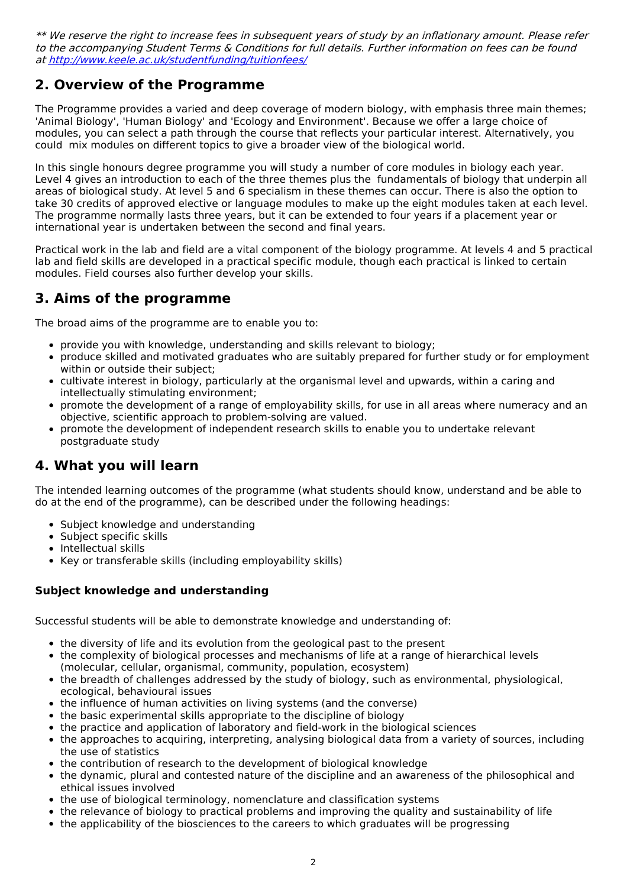*** We reserve the right to increase fees in subsequent years of study by an inflationary amount. Please refer to the accompanying Student Terms & Conditions for full details. Further information on fees can be found at [http://www.keele.ac.uk/studentfunding/tuitionfees/](http://www.keele.ac.uk/studentfunding/tuitionfees/)*

## 2. Overview of the Programme

The Programme provides a varied and deep coverage of modern biology, with emphasis three main themes; 'Animal Biology', 'Human Biology' and 'Ecology and Environment'. Because we offer a large choice of modules, you can select a path through the course that reflects your particular interest. Alternatively, you could mix modules on different topics to give a broader view of the biological world.

In this single honours degree programme you will study a number of core modules in biology each year. Level 4 gives an introduction to each of the three themes plus the fundamentals of biology that underpin all areas of biological study. At level 5 and 6 specialism in these themes can occur. There is also the option to take 30 credits of approved elective or language modules to make up the eight modules taken at each level. The programme normally lasts three years, but it can be extended to four years if a placement year or international year is undertaken between the second and final years.

Practical work in the lab and field are a vital component of the biology programme. At levels 4 and 5 practical lab and field skills are developed in a practical specific module, though each practical is linked to certain modules. Field courses also further develop your skills.

## 3. Aims of the programme

The broad aims of the programme are to enable you to:

- provide you with knowledge, understanding and skills relevant to biology;
- produce skilled and motivated graduates who are suitably prepared for further study or for employment within or outside their subject;
- cultivate interest in biology, particularly at the organismal level and upwards, within a caring and intellectually stimulating environment;
- promote the development of a range of employability skills, for use in all areas where numeracy and an objective, scientific approach to problem-solving are valued.
- promote the development of independent research skills to enable you to undertake relevant postgraduate study

## 4. What you will learn

The intended learning outcomes of the programme (what students should know, understand and be able to do at the end of the programme), can be described under the following headings:

- Subject knowledge and understanding
- Subject specific skills
- Intellectual skills
- Key or transferable skills (including employability skills)

### Subject knowledge and understanding

Successful students will be able to demonstrate knowledge and understanding of:

- the diversity of life and its evolution from the geological past to the present
- the complexity of biological processes and mechanisms of life at a range of hierarchical levels (molecular, cellular, organismal, community, population, ecosystem)
- the breadth of challenges addressed by the study of biology, such as environmental, physiological, ecological, behavioural issues
- the influence of human activities on living systems (and the converse)
- the basic experimental skills appropriate to the discipline of biology
- the practice and application of laboratory and field-work in the biological sciences
- the approaches to acquiring, interpreting, analysing biological data from a variety of sources, including the use of statistics
- the contribution of research to the development of biological knowledge
- the dynamic, plural and contested nature of the discipline and an awareness of the philosophical and ethical issues involved
- the use of biological terminology, nomenclature and classification systems
- the relevance of biology to practical problems and improving the quality and sustainability of life
- the applicability of the biosciences to the careers to which graduates will be progressing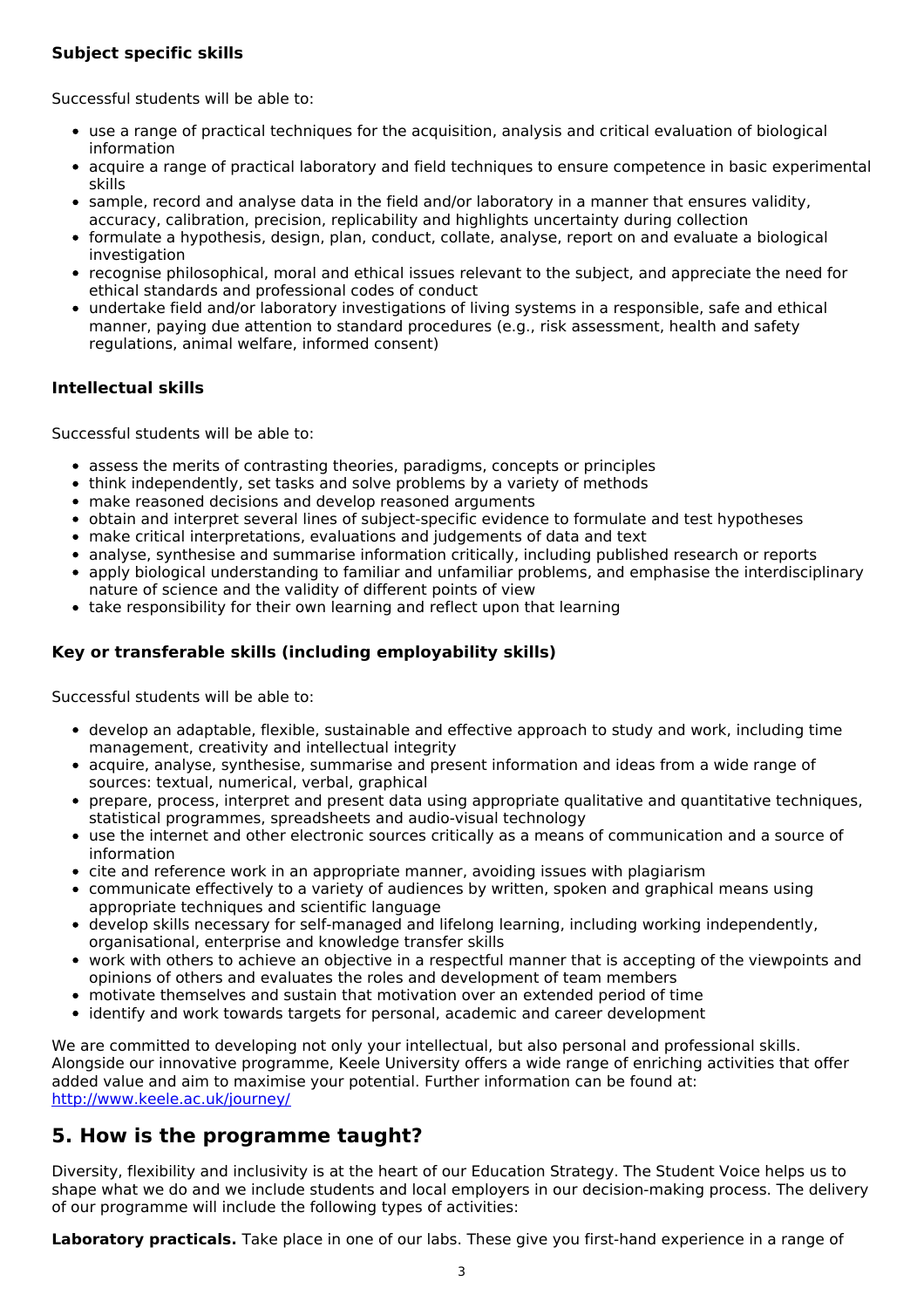### Subject specific skills

Successful students will be able to:

- use a range of practical techniques for the acquisition, analysis and critical evaluation of biological information
- acquire a range of practical laboratory and field techniques to ensure competence in basic experimental skills
- sample, record and analyse data in the field and/or laboratory in a manner that ensures validity, accuracy, calibration, precision, replicability and highlights uncertainty during collection
- formulate a hypothesis, design, plan, conduct, collate, analyse, report on and evaluate a biological investigation
- recognise philosophical, moral and ethical issues relevant to the subject, and appreciate the need for ethical standards and professional codes of conduct
- undertake field and/or laboratory investigations of living systems in a responsible, safe and ethical manner, paying due attention to standard procedures (e.g., risk assessment, health and safety regulations, animal welfare, informed consent)

### Intellectual skills

Successful students will be able to:

- assess the merits of contrasting theories, paradigms, concepts or principles
- think independently, set tasks and solve problems by a variety of methods
- make reasoned decisions and develop reasoned arguments
- obtain and interpret several lines of subject-specific evidence to formulate and test hypotheses
- make critical interpretations, evaluations and judgements of data and text
- analyse, synthesise and summarise information critically, including published research or reports
- apply biological understanding to familiar and unfamiliar problems, and emphasise the interdisciplinary nature of science and the validity of different points of view
- take responsibility for their own learning and reflect upon that learning

### Key or transferable skills (including employability skills)

Successful students will be able to:

- develop an adaptable, flexible, sustainable and effective approach to study and work, including time management, creativity and intellectual integrity
- acquire, analyse, synthesise, summarise and present information and ideas from a wide range of sources: textual, numerical, verbal, graphical
- prepare, process, interpret and present data using appropriate qualitative and quantitative techniques, statistical programmes, spreadsheets and audio-visual technology
- use the internet and other electronic sources critically as a means of communication and a source of information
- cite and reference work in an appropriate manner, avoiding issues with plagiarism
- communicate effectively to a variety of audiences by written, spoken and graphical means using appropriate techniques and scientific language
- develop skills necessary for self-managed and lifelong learning, including working independently, organisational, enterprise and knowledge transfer skills
- work with others to achieve an objective in a respectful manner that is accepting of the viewpoints and opinions of others and evaluates the roles and development of team members
- motivate themselves and sustain that motivation over an extended period of time
- identify and work towards targets for personal, academic and career development

We are committed to developing not only your intellectual, but also personal and professional skills. Alongside our innovative programme, Keele University offers a wide range of enriching activities that offer added value and aim to maximise your potential. Further information can be found at: [http://www.keele.ac.uk/journey/](http://www.keele.ac.uk/journey/)

## 5. How is the programme taught?

Diversity, flexibility and inclusivity is at the heart of our Education Strategy. The Student Voice helps us to shape what we do and we include students and local employers in our decision-making process. The delivery of our programme will include the following types of activities:

**Laboratory practicals.** Take place in one of our labs. These give you first-hand experience in a range of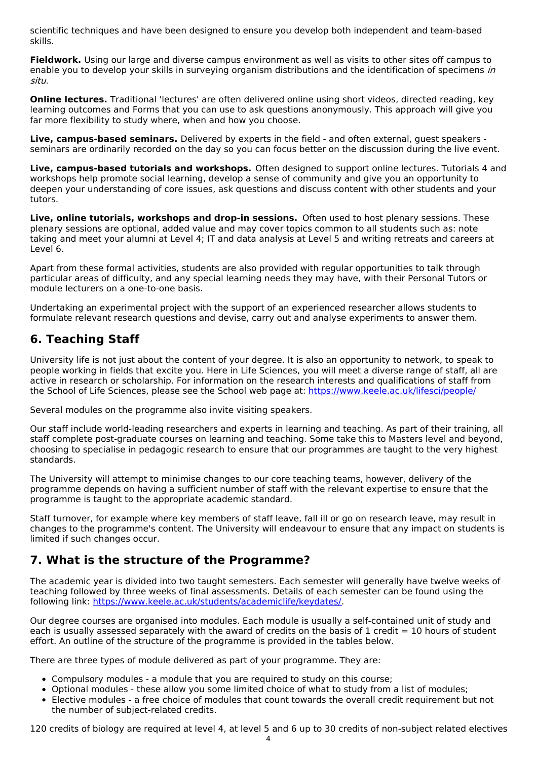scientific techniques and have been designed to ensure you develop both independent and team-based skills.

**Fieldwork.** Using our large and diverse campus environment as well as visits to other sites off campus to enable you to develop your skills in surveying organism distributions and the identification of specimens *in situ*.

**Online lectures.** Traditional 'lectures' are often delivered online using short videos, directed reading, key learning outcomes and Forms that you can use to ask questions anonymously. This approach will give you far more flexibility to study where, when and how you choose.

**Live, campus-based seminars.** Delivered by experts in the field - and often external, guest speakers - seminars are ordinarily recorded on the day so you can focus better on the discussion during the live event.

**Live, campus-based tutorials and workshops.** Often designed to support online lectures. Tutorials 4 and workshops help promote social learning, develop a sense of community and give you an opportunity to deepen your understanding of core issues, ask questions and discuss content with other students and your tutors.

**Live, online tutorials, workshops and drop-in sessions.** Often used to host plenary sessions. These plenary sessions are optional, added value and may cover topics common to all students such as: note taking and meet your alumni at Level 4; IT and data analysis at Level 5 and writing retreats and careers at Level 6.

Apart from these formal activities, students are also provided with regular opportunities to talk through particular areas of difficulty, and any special learning needs they may have, with their Personal Tutors or module lecturers on a one-to-one basis.

Undertaking an experimental project with the support of an experienced researcher allows students to formulate relevant research questions and devise, carry out and analyse experiments to answer them.

## 6. Teaching Staff

University life is not just about the content of your degree. It is also an opportunity to network, to speak to people working in fields that excite you. Here in Life Sciences, you will meet a diverse range of staff, all are active in research or scholarship. For information on the research interests and qualifications of staff from the School of Life Sciences, please see the School web page at: https://www.keele.ac.uk/lifesci/people/

Several modules on the programme also invite visiting speakers.

Our staff include world-leading researchers and experts in learning and teaching. As part of their training, all staff complete post-graduate courses on learning and teaching. Some take this to Masters level and beyond, choosing to specialise in pedagogic research to ensure that our programmes are taught to the very highest standards.

The University will attempt to minimise changes to our core teaching teams, however, delivery of the programme depends on having a sufficient number of staff with the relevant expertise to ensure that the programme is taught to the appropriate academic standard.

Staff turnover, for example where key members of staff leave, fall ill or go on research leave, may result in changes to the programme's content. The University will endeavour to ensure that any impact on students is limited if such changes occur.

## 7. What is the structure of the Programme?

The academic year is divided into two taught semesters. Each semester will generally have twelve weeks of teaching followed by three weeks of final assessments. Details of each semester can be found using the following link: https://www.keele.ac.uk/students/academiclife/keydates/.

Our degree courses are organised into modules. Each module is usually a self-contained unit of study and each is usually assessed separately with the award of credits on the basis of 1 credit = 10 hours of student effort. An outline of the structure of the programme is provided in the tables below.

There are three types of module delivered as part of your programme. They are:

- Compulsory modules - a module that you are required to study on this course;
- Optional modules - these allow you some limited choice of what to study from a list of modules;
- Elective modules - a free choice of modules that count towards the overall credit requirement but not the number of subject-related credits.

120 credits of biology are required at level 4, at level 5 and 6 up to 30 credits of non-subject related electives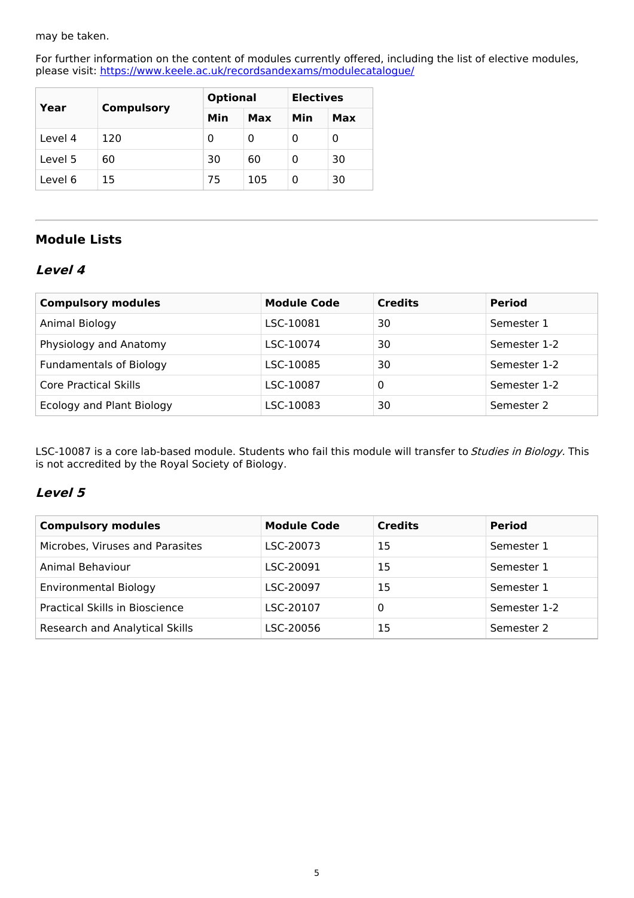may be taken.

For further information on the content of modules currently offered, including the list of elective modules, please visit: https://www.keele.ac.uk/recordsandexams/modulecatalogue/

| Year | Compulsory | Optional | | Electives | |
|---|---|---|---|---|---|
| | | Min | Max | Min | Max |
| Level 4 | 120 | 0 | 0 | 0 | 0 |
| Level 5 | 60 | 30 | 60 | 0 | 30 |
| Level 6 | 15 | 75 | 105 | 0 | 30 |

## Module Lists

### *Level 4*

| Compulsory modules | Module Code | Credits | Period |
|---|---|---|---|
| Animal Biology | LSC-10081 | 30 | Semester 1 |
| Physiology and Anatomy | LSC-10074 | 30 | Semester 1-2 |
| Fundamentals of Biology | LSC-10085 | 30 | Semester 1-2 |
| Core Practical Skills | LSC-10087 | 0 | Semester 1-2 |
| Ecology and Plant Biology | LSC-10083 | 30 | Semester 2 |

LSC-10087 is a core lab-based module. Students who fail this module will transfer to *Studies in Biology.* This is not accredited by the Royal Society of Biology.

### *Level 5*

| Compulsory modules | Module Code | Credits | Period |
|---|---|---|---|
| Microbes, Viruses and Parasites | LSC-20073 | 15 | Semester 1 |
| Animal Behaviour | LSC-20091 | 15 | Semester 1 |
| Environmental Biology | LSC-20097 | 15 | Semester 1 |
| Practical Skills in Bioscience | LSC-20107 | 0 | Semester 1-2 |
| Research and Analytical Skills | LSC-20056 | 15 | Semester 2 |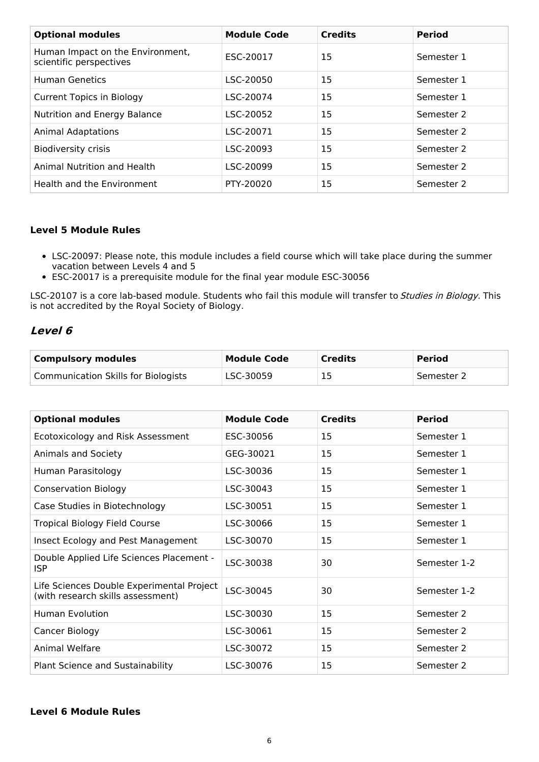| Optional modules | Module Code | Credits | Period |
|---|---|---|---|
| Human Impact on the Environment, scientific perspectives | ESC-20017 | 15 | Semester 1 |
| Human Genetics | LSC-20050 | 15 | Semester 1 |
| Current Topics in Biology | LSC-20074 | 15 | Semester 1 |
| Nutrition and Energy Balance | LSC-20052 | 15 | Semester 2 |
| Animal Adaptations | LSC-20071 | 15 | Semester 2 |
| Biodiversity crisis | LSC-20093 | 15 | Semester 2 |
| Animal Nutrition and Health | LSC-20099 | 15 | Semester 2 |
| Health and the Environment | PTY-20020 | 15 | Semester 2 |

**Level 5 Module Rules**

- LSC-20097: Please note, this module includes a field course which will take place during the summer vacation between Levels 4 and 5
- ESC-20017 is a prerequisite module for the final year module ESC-30056

LSC-20107 is a core lab-based module. Students who fail this module will transfer to *Studies in Biology.* This is not accredited by the Royal Society of Biology.

## *Level 6*

| Compulsory modules | Module Code | Credits | Period |
|---|---|---|---|
| Communication Skills for Biologists | LSC-30059 | 15 | Semester 2 |

| Optional modules | Module Code | Credits | Period |
|---|---|---|---|
| Ecotoxicology and Risk Assessment | ESC-30056 | 15 | Semester 1 |
| Animals and Society | GEG-30021 | 15 | Semester 1 |
| Human Parasitology | LSC-30036 | 15 | Semester 1 |
| Conservation Biology | LSC-30043 | 15 | Semester 1 |
| Case Studies in Biotechnology | LSC-30051 | 15 | Semester 1 |
| Tropical Biology Field Course | LSC-30066 | 15 | Semester 1 |
| Insect Ecology and Pest Management | LSC-30070 | 15 | Semester 1 |
| Double Applied Life Sciences Placement - ISP | LSC-30038 | 30 | Semester 1-2 |
| Life Sciences Double Experimental Project (with research skills assessment) | LSC-30045 | 30 | Semester 1-2 |
| Human Evolution | LSC-30030 | 15 | Semester 2 |
| Cancer Biology | LSC-30061 | 15 | Semester 2 |
| Animal Welfare | LSC-30072 | 15 | Semester 2 |
| Plant Science and Sustainability | LSC-30076 | 15 | Semester 2 |

**Level 6 Module Rules**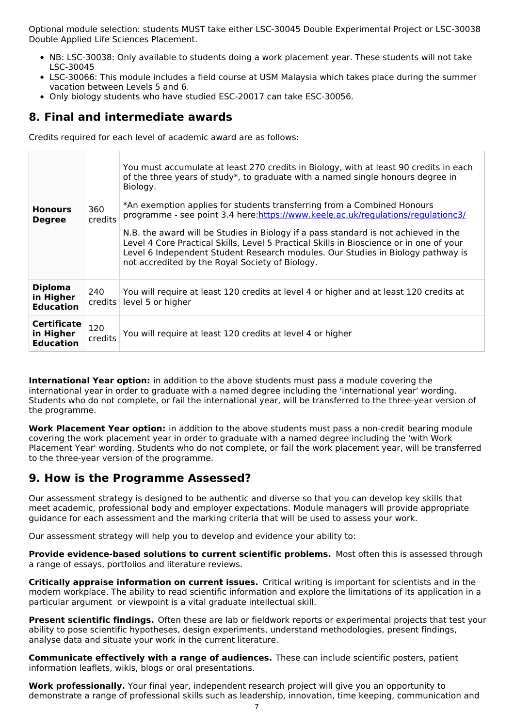Optional module selection: students MUST take either LSC-30045 Double Experimental Project or LSC-30038 Double Applied Life Sciences Placement.

- NB: LSC-30038: Only available to students doing a work placement year. These students will not take LSC-30045
- LSC-30066: This module includes a field course at USM Malaysia which takes place during the summer vacation between Levels 5 and 6.
- Only biology students who have studied ESC-20017 can take ESC-30056.

## 8. Final and intermediate awards

Credits required for each level of academic award are as follows:

| | | |
|---|---|---|
| **Honours Degree** | 360 credits | You must accumulate at least 270 credits in Biology, with at least 90 credits in each of the three years of study*, to graduate with a named single honours degree in Biology.<br><br>*An exemption applies for students transferring from a Combined Honours programme - see point 3.4 here:https://www.keele.ac.uk/regulations/regulationc3/<br><br>N.B. the award will be Studies in Biology if a pass standard is not achieved in the Level 4 Core Practical Skills, Level 5 Practical Skills in Bioscience or in one of your Level 6 Independent Student Research modules. Our Studies in Biology pathway is not accredited by the Royal Society of Biology. |
| **Diploma in Higher Education** | 240 credits | You will require at least 120 credits at level 4 or higher and at least 120 credits at level 5 or higher |
| **Certificate in Higher Education** | 120 credits | You will require at least 120 credits at level 4 or higher |

**International Year option:** in addition to the above students must pass a module covering the international year in order to graduate with a named degree including the 'international year' wording. Students who do not complete, or fail the international year, will be transferred to the three-year version of the programme.

**Work Placement Year option:** in addition to the above students must pass a non-credit bearing module covering the work placement year in order to graduate with a named degree including the 'with Work Placement Year' wording. Students who do not complete, or fail the work placement year, will be transferred to the three-year version of the programme.

## 9. How is the Programme Assessed?

Our assessment strategy is designed to be authentic and diverse so that you can develop key skills that meet academic, professional body and employer expectations. Module managers will provide appropriate guidance for each assessment and the marking criteria that will be used to assess your work.

Our assessment strategy will help you to develop and evidence your ability to:

**Provide evidence-based solutions to current scientific problems.** Most often this is assessed through a range of essays, portfolios and literature reviews.

**Critically appraise information on current issues.** Critical writing is important for scientists and in the modern workplace. The ability to read scientific information and explore the limitations of its application in a particular argument or viewpoint is a vital graduate intellectual skill.

**Present scientific findings.** Often these are lab or fieldwork reports or experimental projects that test your ability to pose scientific hypotheses, design experiments, understand methodologies, present findings, analyse data and situate your work in the current literature.

**Communicate effectively with a range of audiences.** These can include scientific posters, patient information leaflets, wikis, blogs or oral presentations.

**Work professionally.** Your final year, independent research project will give you an opportunity to demonstrate a range of professional skills such as leadership, innovation, time keeping, communication and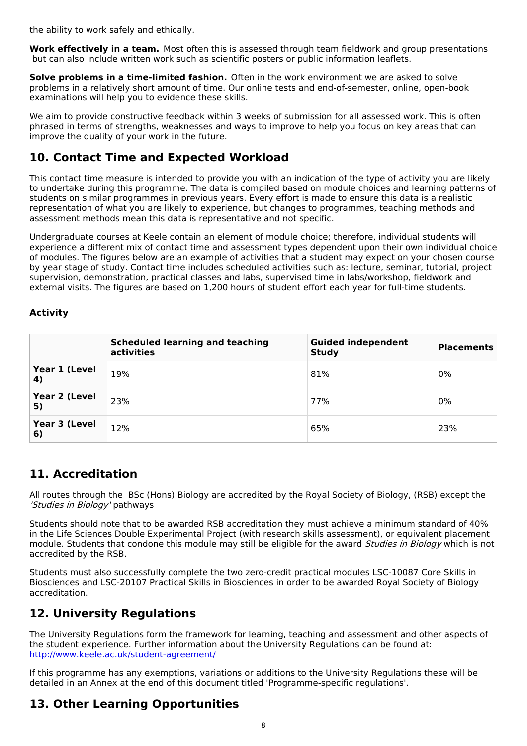the ability to work safely and ethically.

**Work effectively in a team.** Most often this is assessed through team fieldwork and group presentations but can also include written work such as scientific posters or public information leaflets.

**Solve problems in a time-limited fashion.** Often in the work environment we are asked to solve problems in a relatively short amount of time. Our online tests and end-of-semester, online, open-book examinations will help you to evidence these skills.

We aim to provide constructive feedback within 3 weeks of submission for all assessed work. This is often phrased in terms of strengths, weaknesses and ways to improve to help you focus on key areas that can improve the quality of your work in the future.

## 10. Contact Time and Expected Workload

This contact time measure is intended to provide you with an indication of the type of activity you are likely to undertake during this programme. The data is compiled based on module choices and learning patterns of students on similar programmes in previous years. Every effort is made to ensure this data is a realistic representation of what you are likely to experience, but changes to programmes, teaching methods and assessment methods mean this data is representative and not specific.

Undergraduate courses at Keele contain an element of module choice; therefore, individual students will experience a different mix of contact time and assessment types dependent upon their own individual choice of modules. The figures below are an example of activities that a student may expect on your chosen course by year stage of study. Contact time includes scheduled activities such as: lecture, seminar, tutorial, project supervision, demonstration, practical classes and labs, supervised time in labs/workshop, fieldwork and external visits. The figures are based on 1,200 hours of student effort each year for full-time students.

**Activity**

| | Scheduled learning and teaching activities | Guided independent Study | Placements |
|---|---|---|---|
| **Year 1 (Level 4)** | 19% | 81% | 0% |
| **Year 2 (Level 5)** | 23% | 77% | 0% |
| **Year 3 (Level 6)** | 12% | 65% | 23% |

## 11. Accreditation

All routes through the BSc (Hons) Biology are accredited by the Royal Society of Biology, (RSB) except the *'Studies in Biology'* pathways

Students should note that to be awarded RSB accreditation they must achieve a minimum standard of 40% in the Life Sciences Double Experimental Project (with research skills assessment), or equivalent placement module. Students that condone this module may still be eligible for the award *Studies in Biology* which is not accredited by the RSB.

Students must also successfully complete the two zero-credit practical modules LSC-10087 Core Skills in Biosciences and LSC-20107 Practical Skills in Biosciences in order to be awarded Royal Society of Biology accreditation.

## 12. University Regulations

The University Regulations form the framework for learning, teaching and assessment and other aspects of the student experience. Further information about the University Regulations can be found at: [http://www.keele.ac.uk/student-agreement/](http://www.keele.ac.uk/student-agreement/)

If this programme has any exemptions, variations or additions to the University Regulations these will be detailed in an Annex at the end of this document titled 'Programme-specific regulations'.

## 13. Other Learning Opportunities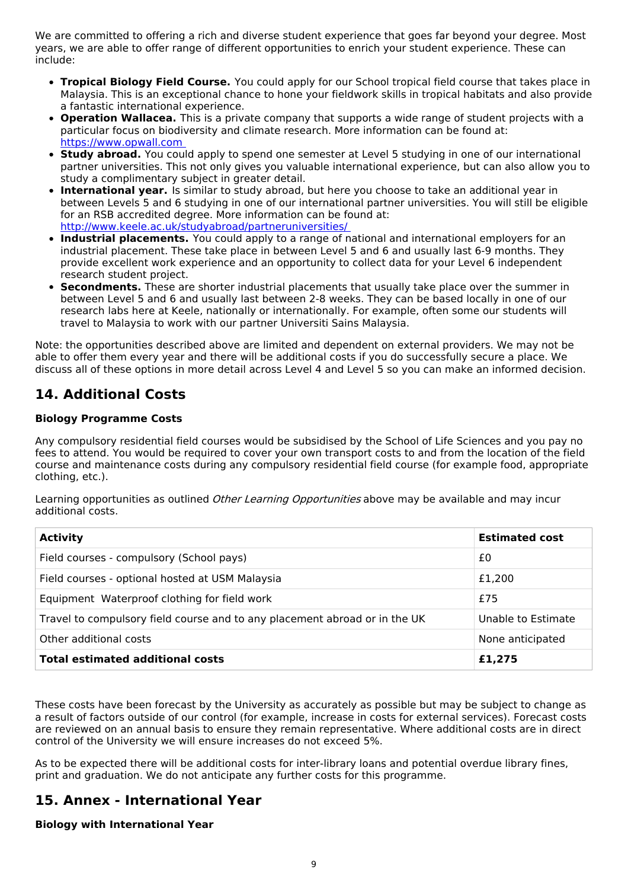We are committed to offering a rich and diverse student experience that goes far beyond your degree. Most years, we are able to offer range of different opportunities to enrich your student experience. These can include:

- **Tropical Biology Field Course.** You could apply for our School tropical field course that takes place in Malaysia. This is an exceptional chance to hone your fieldwork skills in tropical habitats and also provide a fantastic international experience.
- **Operation Wallacea.** This is a private company that supports a wide range of student projects with a particular focus on biodiversity and climate research. More information can be found at: [https://www.opwall.com](https://www.opwall.com)
- **Study abroad.** You could apply to spend one semester at Level 5 studying in one of our international partner universities. This not only gives you valuable international experience, but can also allow you to study a complimentary subject in greater detail.
- **International year.** Is similar to study abroad, but here you choose to take an additional year in between Levels 5 and 6 studying in one of our international partner universities. You will still be eligible for an RSB accredited degree. More information can be found at: [http://www.keele.ac.uk/studyabroad/partneruniversities/](http://www.keele.ac.uk/studyabroad/partneruniversities/)
- **Industrial placements.** You could apply to a range of national and international employers for an industrial placement. These take place in between Level 5 and 6 and usually last 6-9 months. They provide excellent work experience and an opportunity to collect data for your Level 6 independent research student project.
- **Secondments.** These are shorter industrial placements that usually take place over the summer in between Level 5 and 6 and usually last between 2-8 weeks. They can be based locally in one of our research labs here at Keele, nationally or internationally. For example, often some our students will travel to Malaysia to work with our partner Universiti Sains Malaysia.

Note: the opportunities described above are limited and dependent on external providers. We may not be able to offer them every year and there will be additional costs if you do successfully secure a place. We discuss all of these options in more detail across Level 4 and Level 5 so you can make an informed decision.

## 14. Additional Costs

**Biology Programme Costs**

Any compulsory residential field courses would be subsidised by the School of Life Sciences and you pay no fees to attend. You would be required to cover your own transport costs to and from the location of the field course and maintenance costs during any compulsory residential field course (for example food, appropriate clothing, etc.).

Learning opportunities as outlined *Other Learning Opportunities* above may be available and may incur additional costs.

| Activity | Estimated cost |
|---|---|
| Field courses - compulsory (School pays) | £0 |
| Field courses - optional hosted at USM Malaysia | £1,200 |
| Equipment Waterproof clothing for field work | £75 |
| Travel to compulsory field course and to any placement abroad or in the UK | Unable to Estimate |
| Other additional costs | None anticipated |
| **Total estimated additional costs** | **£1,275** |

These costs have been forecast by the University as accurately as possible but may be subject to change as a result of factors outside of our control (for example, increase in costs for external services). Forecast costs are reviewed on an annual basis to ensure they remain representative. Where additional costs are in direct control of the University we will ensure increases do not exceed 5%.

As to be expected there will be additional costs for inter-library loans and potential overdue library fines, print and graduation. We do not anticipate any further costs for this programme.

## 15. Annex - International Year

**Biology with International Year**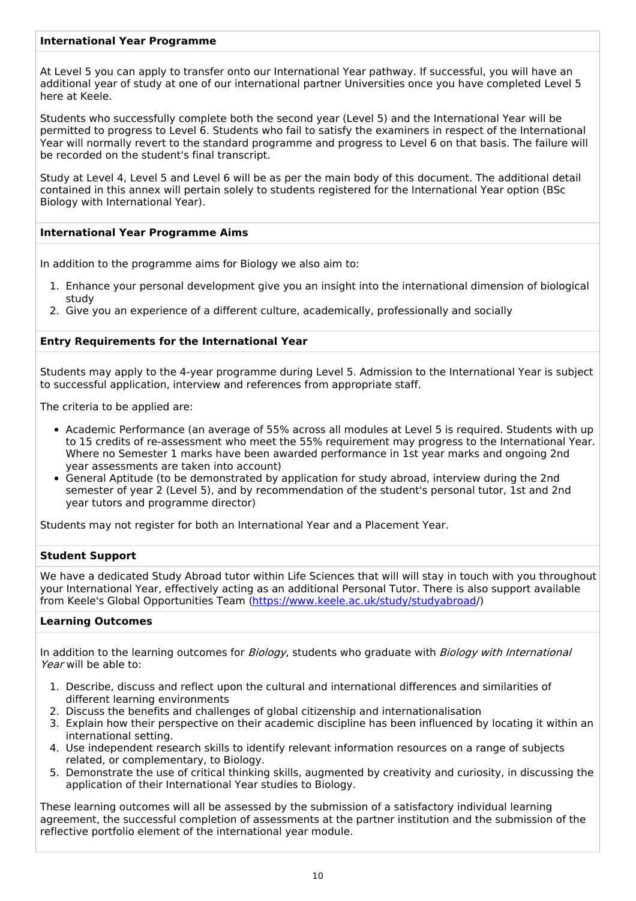### International Year Programme

At Level 5 you can apply to transfer onto our International Year pathway. If successful, you will have an additional year of study at one of our international partner Universities once you have completed Level 5 here at Keele.

Students who successfully complete both the second year (Level 5) and the International Year will be permitted to progress to Level 6. Students who fail to satisfy the examiners in respect of the International Year will normally revert to the standard programme and progress to Level 6 on that basis. The failure will be recorded on the student's final transcript.

Study at Level 4, Level 5 and Level 6 will be as per the main body of this document. The additional detail contained in this annex will pertain solely to students registered for the International Year option (BSc Biology with International Year).

### International Year Programme Aims

In addition to the programme aims for Biology we also aim to:

1. Enhance your personal development give you an insight into the international dimension of biological study
2. Give you an experience of a different culture, academically, professionally and socially

### Entry Requirements for the International Year

Students may apply to the 4-year programme during Level 5. Admission to the International Year is subject to successful application, interview and references from appropriate staff.

The criteria to be applied are:

- Academic Performance (an average of 55% across all modules at Level 5 is required. Students with up to 15 credits of re-assessment who meet the 55% requirement may progress to the International Year. Where no Semester 1 marks have been awarded performance in 1st year marks and ongoing 2nd year assessments are taken into account)
- General Aptitude (to be demonstrated by application for study abroad, interview during the 2nd semester of year 2 (Level 5), and by recommendation of the student's personal tutor, 1st and 2nd year tutors and programme director)

Students may not register for both an International Year and a Placement Year.

### Student Support

We have a dedicated Study Abroad tutor within Life Sciences that will will stay in touch with you throughout your International Year, effectively acting as an additional Personal Tutor. There is also support available from Keele's Global Opportunities Team (https://www.keele.ac.uk/study/studyabroad/)

### Learning Outcomes

In addition to the learning outcomes for *Biology*, students who graduate with *Biology with International Year* will be able to:

1. Describe, discuss and reflect upon the cultural and international differences and similarities of different learning environments
2. Discuss the benefits and challenges of global citizenship and internationalisation
3. Explain how their perspective on their academic discipline has been influenced by locating it within an international setting.
4. Use independent research skills to identify relevant information resources on a range of subjects related, or complementary, to Biology.
5. Demonstrate the use of critical thinking skills, augmented by creativity and curiosity, in discussing the application of their International Year studies to Biology.

These learning outcomes will all be assessed by the submission of a satisfactory individual learning agreement, the successful completion of assessments at the partner institution and the submission of the reflective portfolio element of the international year module.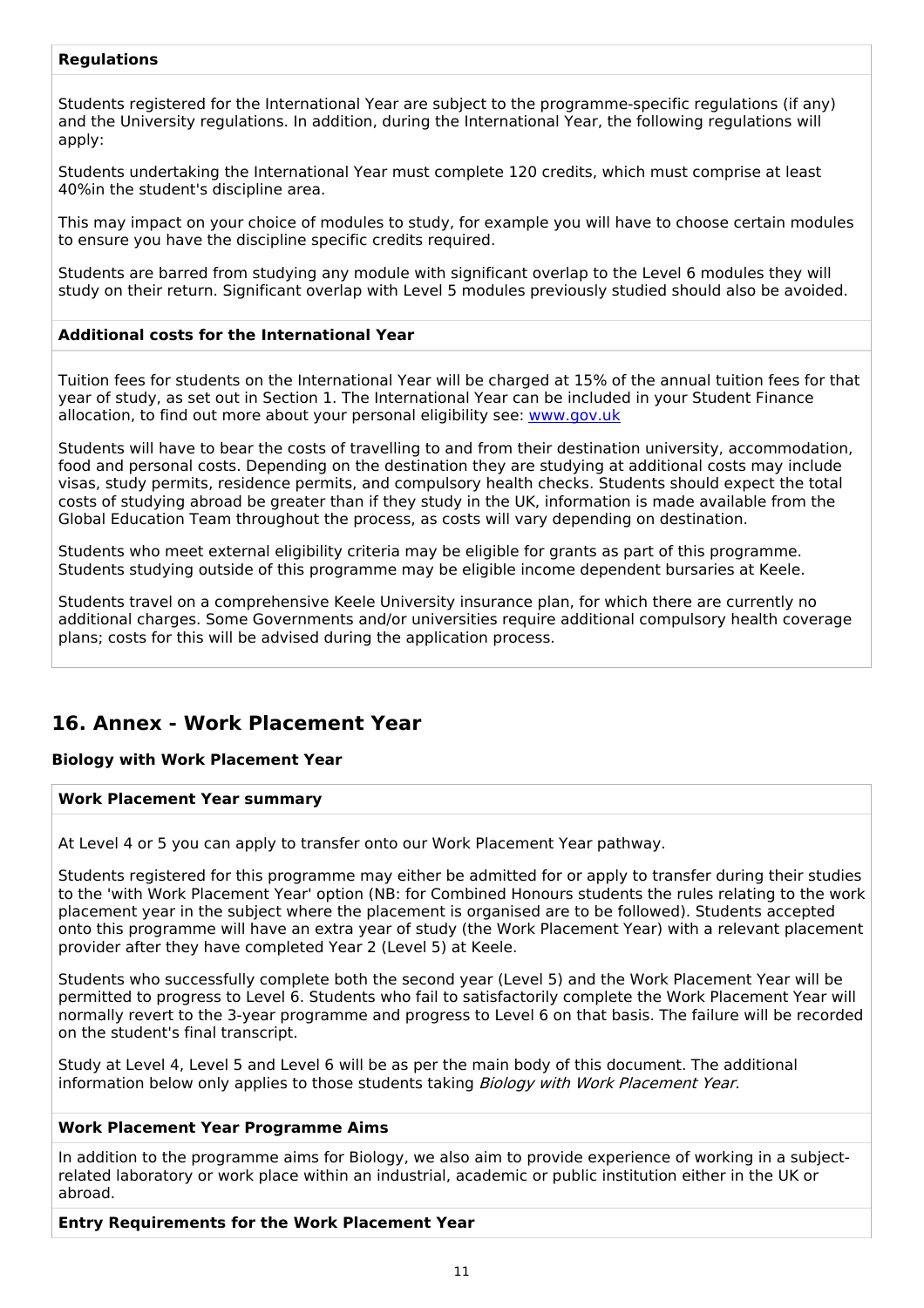**Regulations**

Students registered for the International Year are subject to the programme-specific regulations (if any) and the University regulations. In addition, during the International Year, the following regulations will apply:

Students undertaking the International Year must complete 120 credits, which must comprise at least 40%in the student's discipline area.

This may impact on your choice of modules to study, for example you will have to choose certain modules to ensure you have the discipline specific credits required.

Students are barred from studying any module with significant overlap to the Level 6 modules they will study on their return. Significant overlap with Level 5 modules previously studied should also be avoided.

**Additional costs for the International Year**

Tuition fees for students on the International Year will be charged at 15% of the annual tuition fees for that year of study, as set out in Section 1. The International Year can be included in your Student Finance allocation, to find out more about your personal eligibility see: [www.gov.uk](www.gov.uk)

Students will have to bear the costs of travelling to and from their destination university, accommodation, food and personal costs. Depending on the destination they are studying at additional costs may include visas, study permits, residence permits, and compulsory health checks. Students should expect the total costs of studying abroad be greater than if they study in the UK, information is made available from the Global Education Team throughout the process, as costs will vary depending on destination.

Students who meet external eligibility criteria may be eligible for grants as part of this programme. Students studying outside of this programme may be eligible income dependent bursaries at Keele.

Students travel on a comprehensive Keele University insurance plan, for which there are currently no additional charges. Some Governments and/or universities require additional compulsory health coverage plans; costs for this will be advised during the application process.

## 16. Annex - Work Placement Year

**Biology with Work Placement Year**

**Work Placement Year summary**

At Level 4 or 5 you can apply to transfer onto our Work Placement Year pathway.

Students registered for this programme may either be admitted for or apply to transfer during their studies to the 'with Work Placement Year' option (NB: for Combined Honours students the rules relating to the work placement year in the subject where the placement is organised are to be followed). Students accepted onto this programme will have an extra year of study (the Work Placement Year) with a relevant placement provider after they have completed Year 2 (Level 5) at Keele.

Students who successfully complete both the second year (Level 5) and the Work Placement Year will be permitted to progress to Level 6. Students who fail to satisfactorily complete the Work Placement Year will normally revert to the 3-year programme and progress to Level 6 on that basis. The failure will be recorded on the student's final transcript.

Study at Level 4, Level 5 and Level 6 will be as per the main body of this document. The additional information below only applies to those students taking *Biology with Work Placement Year.*

**Work Placement Year Programme Aims**

In addition to the programme aims for Biology, we also aim to provide experience of working in a subject-related laboratory or work place within an industrial, academic or public institution either in the UK or abroad.

**Entry Requirements for the Work Placement Year**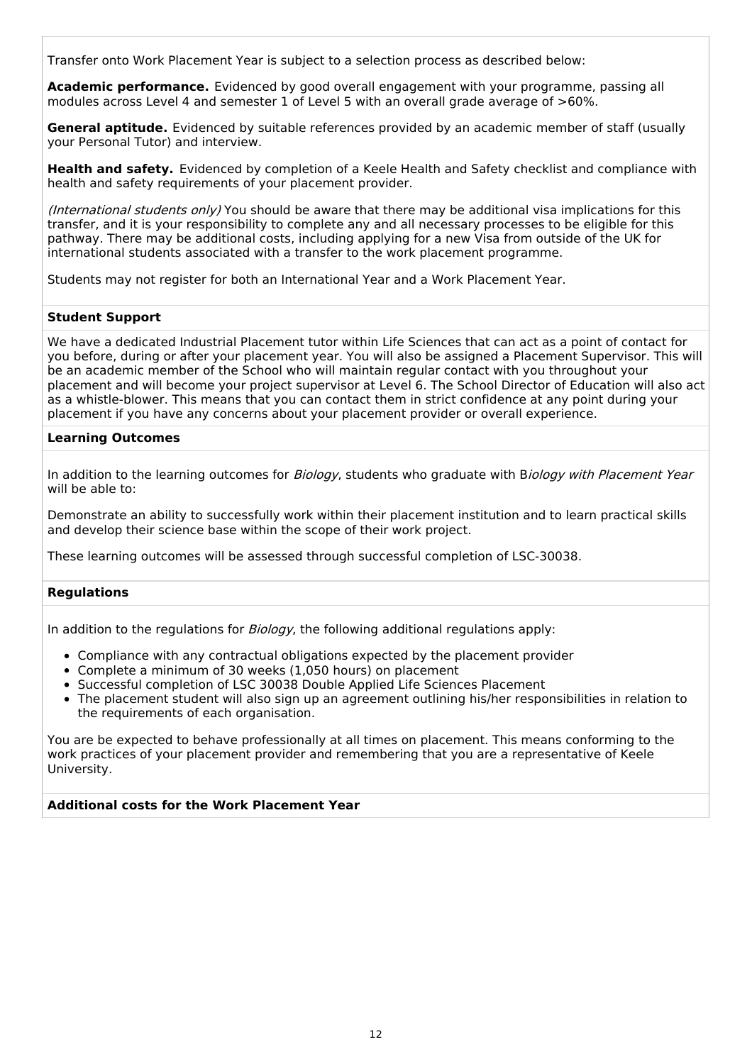Transfer onto Work Placement Year is subject to a selection process as described below:

**Academic performance.** Evidenced by good overall engagement with your programme, passing all modules across Level 4 and semester 1 of Level 5 with an overall grade average of >60%.

**General aptitude.** Evidenced by suitable references provided by an academic member of staff (usually your Personal Tutor) and interview.

**Health and safety.** Evidenced by completion of a Keele Health and Safety checklist and compliance with health and safety requirements of your placement provider.

*(International students only)* You should be aware that there may be additional visa implications for this transfer, and it is your responsibility to complete any and all necessary processes to be eligible for this pathway. There may be additional costs, including applying for a new Visa from outside of the UK for international students associated with a transfer to the work placement programme.

Students may not register for both an International Year and a Work Placement Year.

**Student Support**

We have a dedicated Industrial Placement tutor within Life Sciences that can act as a point of contact for you before, during or after your placement year. You will also be assigned a Placement Supervisor. This will be an academic member of the School who will maintain regular contact with you throughout your placement and will become your project supervisor at Level 6. The School Director of Education will also act as a whistle-blower. This means that you can contact them in strict confidence at any point during your placement if you have any concerns about your placement provider or overall experience.

**Learning Outcomes**

In addition to the learning outcomes for *Biology*, students who graduate with B*iology with Placement Year* will be able to:

Demonstrate an ability to successfully work within their placement institution and to learn practical skills and develop their science base within the scope of their work project.

These learning outcomes will be assessed through successful completion of LSC-30038.

**Regulations**

In addition to the regulations for *Biology*, the following additional regulations apply:

- Compliance with any contractual obligations expected by the placement provider
- Complete a minimum of 30 weeks (1,050 hours) on placement
- Successful completion of LSC 30038 Double Applied Life Sciences Placement
- The placement student will also sign up an agreement outlining his/her responsibilities in relation to the requirements of each organisation.

You are be expected to behave professionally at all times on placement. This means conforming to the work practices of your placement provider and remembering that you are a representative of Keele University.

**Additional costs for the Work Placement Year**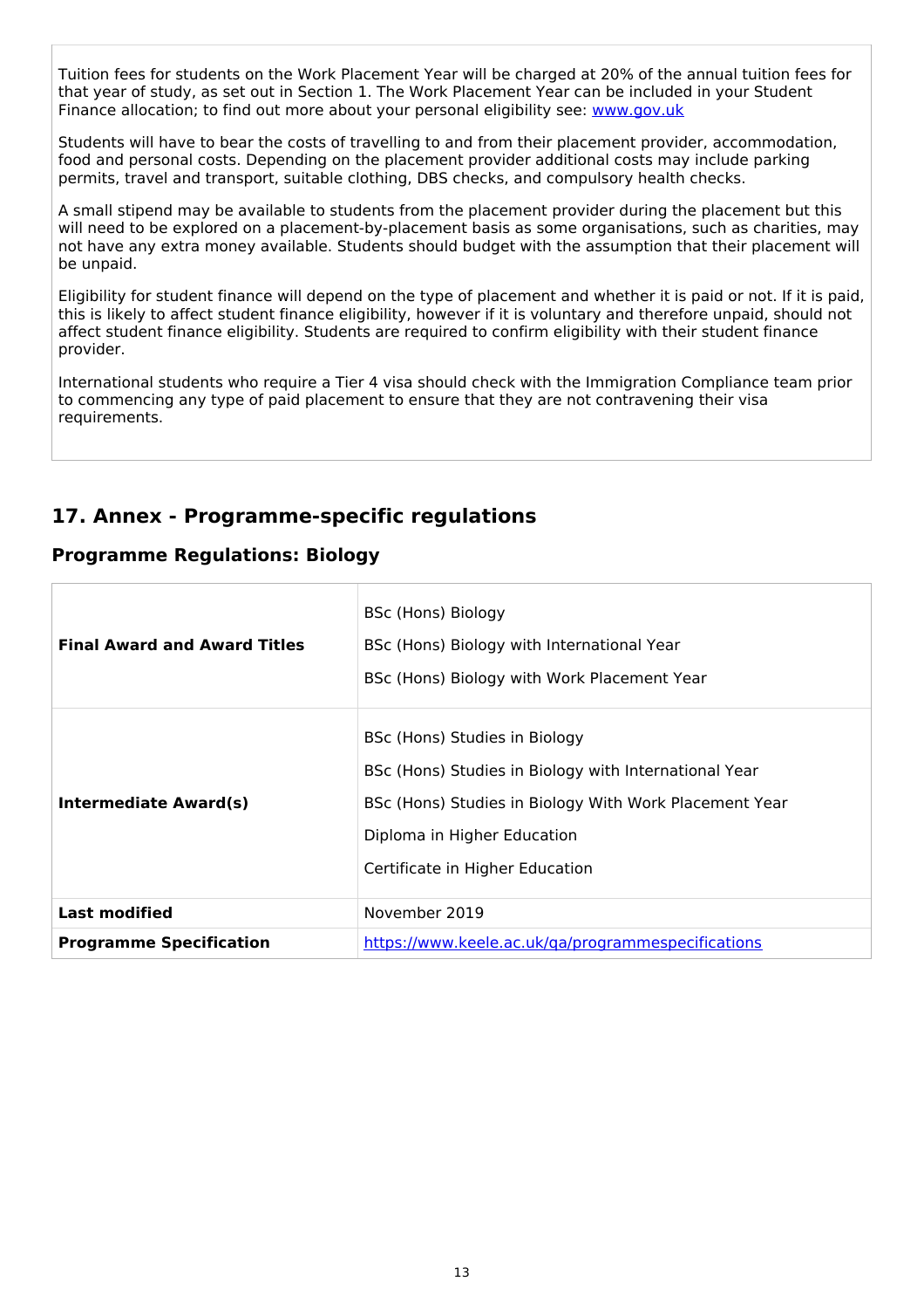Tuition fees for students on the Work Placement Year will be charged at 20% of the annual tuition fees for that year of study, as set out in Section 1. The Work Placement Year can be included in your Student Finance allocation; to find out more about your personal eligibility see: [www.gov.uk](www.gov.uk)

Students will have to bear the costs of travelling to and from their placement provider, accommodation, food and personal costs. Depending on the placement provider additional costs may include parking permits, travel and transport, suitable clothing, DBS checks, and compulsory health checks.

A small stipend may be available to students from the placement provider during the placement but this will need to be explored on a placement-by-placement basis as some organisations, such as charities, may not have any extra money available. Students should budget with the assumption that their placement will be unpaid.

Eligibility for student finance will depend on the type of placement and whether it is paid or not. If it is paid, this is likely to affect student finance eligibility, however if it is voluntary and therefore unpaid, should not affect student finance eligibility. Students are required to confirm eligibility with their student finance provider.

International students who require a Tier 4 visa should check with the Immigration Compliance team prior to commencing any type of paid placement to ensure that they are not contravening their visa requirements.

## 17. Annex - Programme-specific regulations

### Programme Regulations: Biology

| | |
|---|---|
| **Final Award and Award Titles** | BSc (Hons) Biology<br>BSc (Hons) Biology with International Year<br>BSc (Hons) Biology with Work Placement Year |
| **Intermediate Award(s)** | BSc (Hons) Studies in Biology<br>BSc (Hons) Studies in Biology with International Year<br>BSc (Hons) Studies in Biology With Work Placement Year<br>Diploma in Higher Education<br>Certificate in Higher Education |
| **Last modified** | November 2019 |
| **Programme Specification** | [https://www.keele.ac.uk/qa/programmespecifications](https://www.keele.ac.uk/qa/programmespecifications) |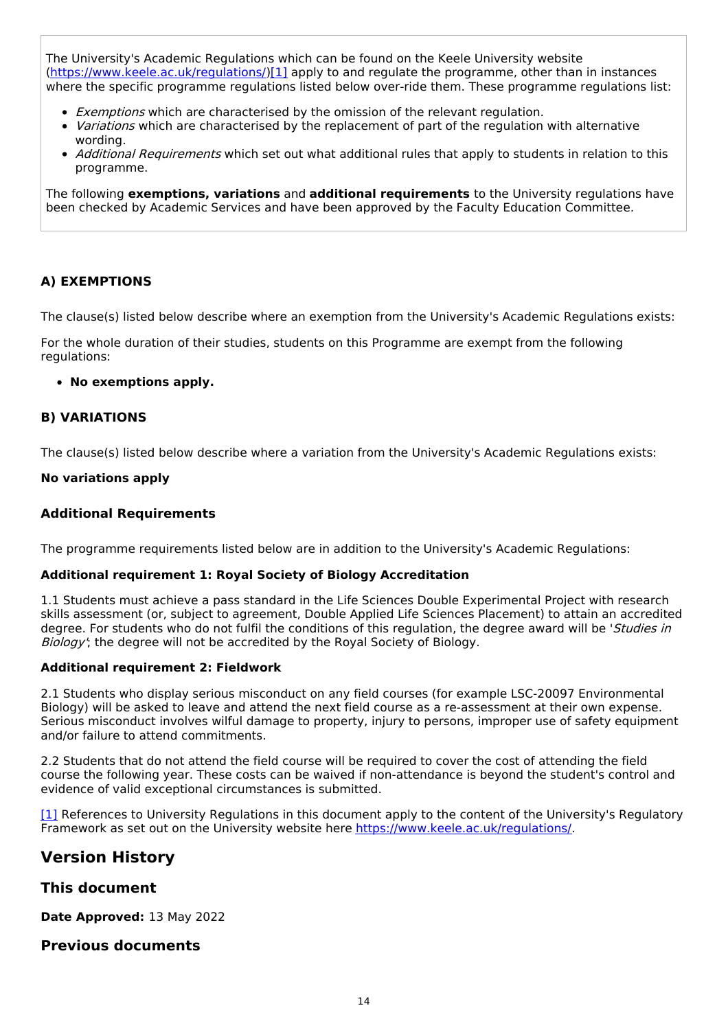The University's Academic Regulations which can be found on the Keele University website (https://www.keele.ac.uk/regulations/)[1] apply to and regulate the programme, other than in instances where the specific programme regulations listed below over-ride them. These programme regulations list:

- *Exemptions* which are characterised by the omission of the relevant regulation.
- *Variations* which are characterised by the replacement of part of the regulation with alternative wording.
- *Additional Requirements* which set out what additional rules that apply to students in relation to this programme.

The following **exemptions, variations** and **additional requirements** to the University regulations have been checked by Academic Services and have been approved by the Faculty Education Committee.

### A) EXEMPTIONS

The clause(s) listed below describe where an exemption from the University's Academic Regulations exists:

For the whole duration of their studies, students on this Programme are exempt from the following regulations:

- **No exemptions apply.**

### B) VARIATIONS

The clause(s) listed below describe where a variation from the University's Academic Regulations exists:

**No variations apply**

### Additional Requirements

The programme requirements listed below are in addition to the University's Academic Regulations:

**Additional requirement 1: Royal Society of Biology Accreditation**

1.1 Students must achieve a pass standard in the Life Sciences Double Experimental Project with research skills assessment (or, subject to agreement, Double Applied Life Sciences Placement) to attain an accredited degree. For students who do not fulfil the conditions of this regulation, the degree award will be '*Studies in Biology*'; the degree will not be accredited by the Royal Society of Biology.

**Additional requirement 2: Fieldwork**

2.1 Students who display serious misconduct on any field courses (for example LSC-20097 Environmental Biology) will be asked to leave and attend the next field course as a re-assessment at their own expense. Serious misconduct involves wilful damage to property, injury to persons, improper use of safety equipment and/or failure to attend commitments.

2.2 Students that do not attend the field course will be required to cover the cost of attending the field course the following year. These costs can be waived if non-attendance is beyond the student's control and evidence of valid exceptional circumstances is submitted.

[1] References to University Regulations in this document apply to the content of the University's Regulatory Framework as set out on the University website here https://www.keele.ac.uk/regulations/.

## Version History

### This document

**Date Approved:** 13 May 2022

### Previous documents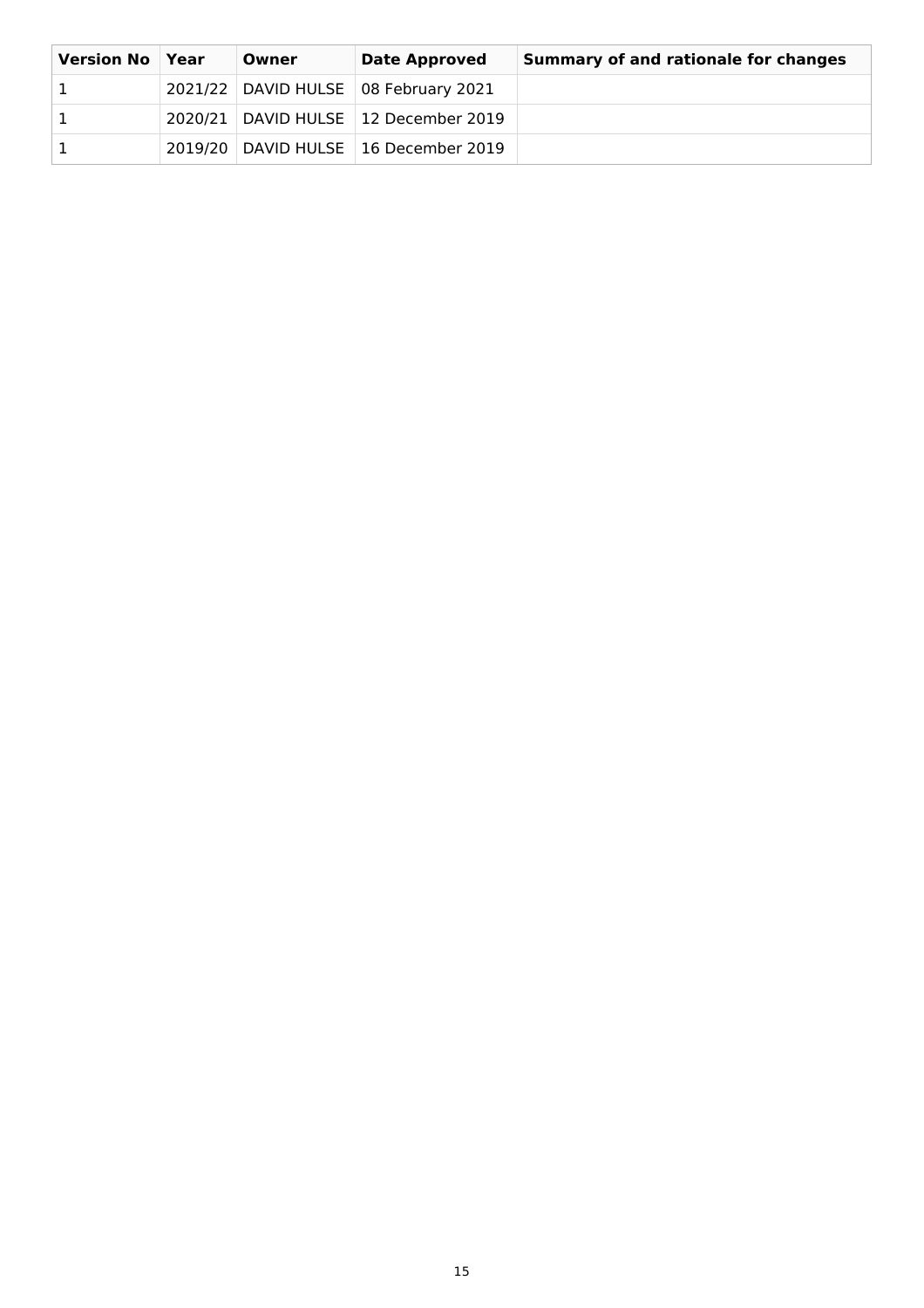| Version No | Year | Owner | Date Approved | Summary of and rationale for changes |
| --- | --- | --- | --- | --- |
| 1 | 2021/22 | DAVID HULSE | 08 February 2021 | |
| 1 | 2020/21 | DAVID HULSE | 12 December 2019 | |
| 1 | 2019/20 | DAVID HULSE | 16 December 2019 | |